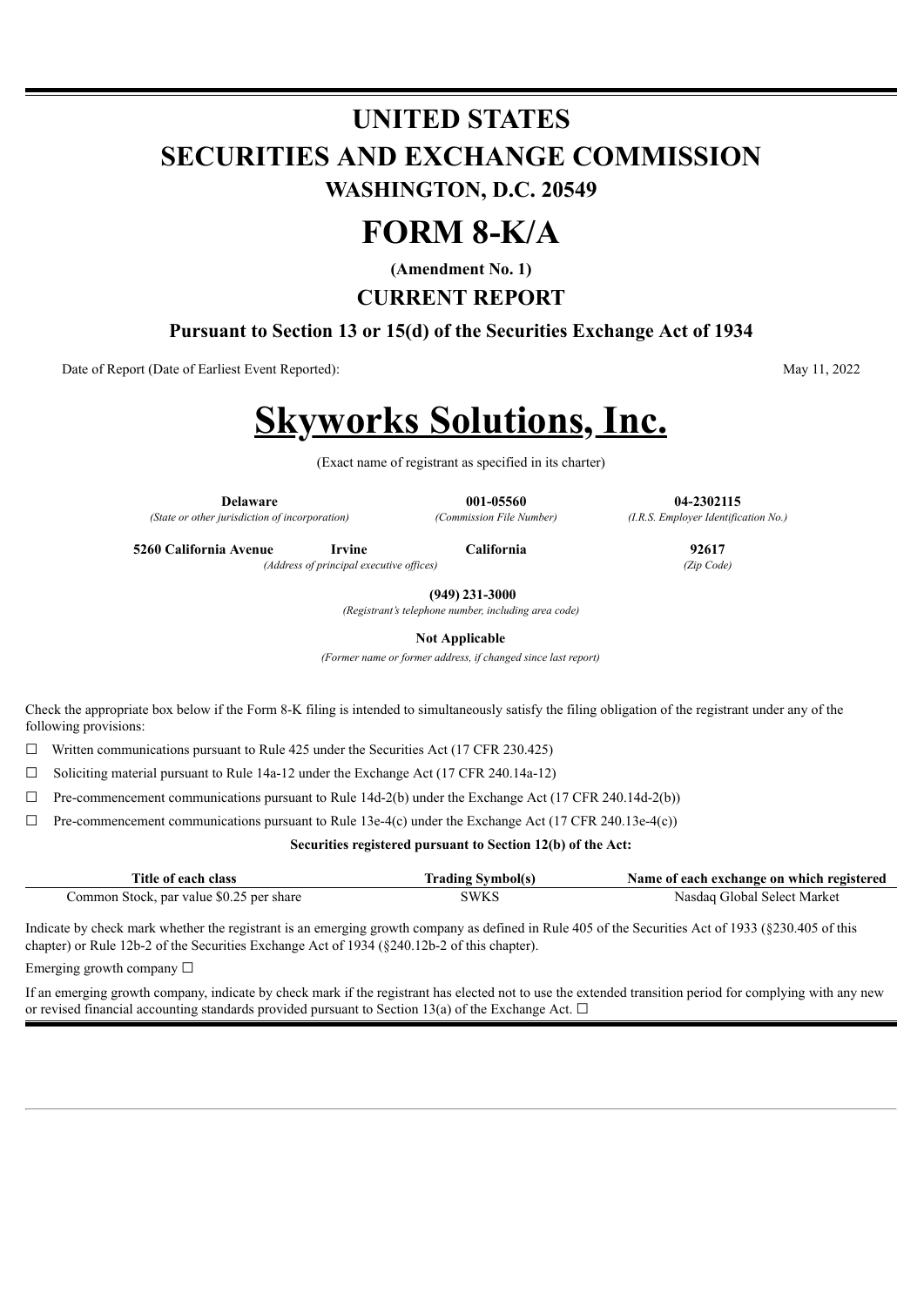# UNITED STATES
# SECURITIES AND EXCHANGE COMMISSION
## WASHINGTON, D.C. 20549

# FORM 8-K/A

**(Amendment No. 1)**

## CURRENT REPORT

**Pursuant to Section 13 or 15(d) of the Securities Exchange Act of 1934**

Date of Report (Date of Earliest Event Reported): May 11, 2022

# Skyworks Solutions, Inc.

(Exact name of registrant as specified in its charter)

| **Delaware** | **001-05560** | **04-2302115** |
|---|---|---|
| *(State or other jurisdiction of incorporation)* | *(Commission File Number)* | *(I.R.S. Employer Identification No.)* |

| **5260 California Avenue** | **Irvine** | **California** | **92617** |
|---|---|---|---|
| *(Address of principal executive offices)* | | | *(Zip Code)* |

**(949) 231-3000**
*(Registrant's telephone number, including area code)*

**Not Applicable**
*(Former name or former address, if changed since last report)*

Check the appropriate box below if the Form 8-K filing is intended to simultaneously satisfy the filing obligation of the registrant under any of the following provisions:

☐ Written communications pursuant to Rule 425 under the Securities Act (17 CFR 230.425)

☐ Soliciting material pursuant to Rule 14a-12 under the Exchange Act (17 CFR 240.14a-12)

☐ Pre-commencement communications pursuant to Rule 14d-2(b) under the Exchange Act (17 CFR 240.14d-2(b))

☐ Pre-commencement communications pursuant to Rule 13e-4(c) under the Exchange Act (17 CFR 240.13e-4(c))

**Securities registered pursuant to Section 12(b) of the Act:**

| Title of each class | Trading Symbol(s) | Name of each exchange on which registered |
|---|---|---|
| Common Stock, par value $0.25 per share | SWKS | Nasdaq Global Select Market |

Indicate by check mark whether the registrant is an emerging growth company as defined in Rule 405 of the Securities Act of 1933 (§230.405 of this chapter) or Rule 12b-2 of the Securities Exchange Act of 1934 (§240.12b-2 of this chapter).

Emerging growth company ☐

If an emerging growth company, indicate by check mark if the registrant has elected not to use the extended transition period for complying with any new or revised financial accounting standards provided pursuant to Section 13(a) of the Exchange Act. ☐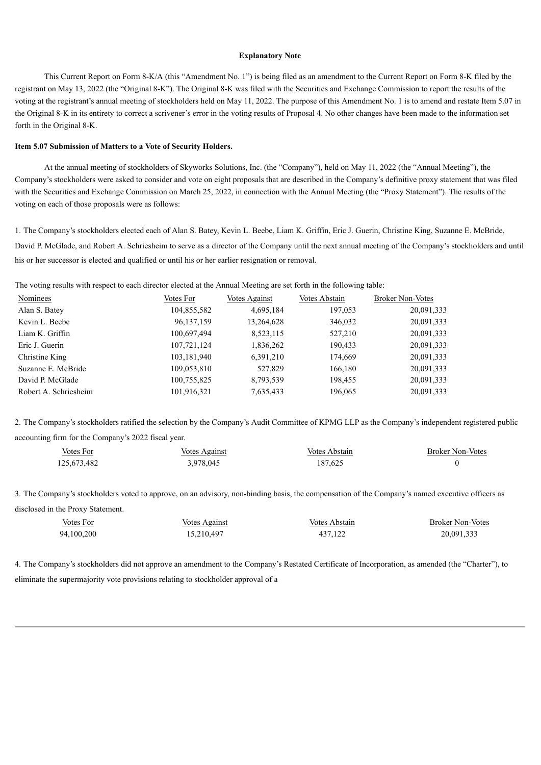**Explanatory Note**

This Current Report on Form 8-K/A (this "Amendment No. 1") is being filed as an amendment to the Current Report on Form 8-K filed by the registrant on May 13, 2022 (the "Original 8-K"). The Original 8-K was filed with the Securities and Exchange Commission to report the results of the voting at the registrant's annual meeting of stockholders held on May 11, 2022. The purpose of this Amendment No. 1 is to amend and restate Item 5.07 in the Original 8-K in its entirety to correct a scrivener's error in the voting results of Proposal 4. No other changes have been made to the information set forth in the Original 8-K.

**Item 5.07 Submission of Matters to a Vote of Security Holders.**

At the annual meeting of stockholders of Skyworks Solutions, Inc. (the "Company"), held on May 11, 2022 (the "Annual Meeting"), the Company's stockholders were asked to consider and vote on eight proposals that are described in the Company's definitive proxy statement that was filed with the Securities and Exchange Commission on March 25, 2022, in connection with the Annual Meeting (the "Proxy Statement"). The results of the voting on each of those proposals were as follows:

1. The Company's stockholders elected each of Alan S. Batey, Kevin L. Beebe, Liam K. Griffin, Eric J. Guerin, Christine King, Suzanne E. McBride, David P. McGlade, and Robert A. Schriesheim to serve as a director of the Company until the next annual meeting of the Company's stockholders and until his or her successor is elected and qualified or until his or her earlier resignation or removal.

The voting results with respect to each director elected at the Annual Meeting are set forth in the following table:

| Nominees | Votes For | Votes Against | Votes Abstain | Broker Non-Votes |
|---|---|---|---|---|
| Alan S. Batey | 104,855,582 | 4,695,184 | 197,053 | 20,091,333 |
| Kevin L. Beebe | 96,137,159 | 13,264,628 | 346,032 | 20,091,333 |
| Liam K. Griffin | 100,697,494 | 8,523,115 | 527,210 | 20,091,333 |
| Eric J. Guerin | 107,721,124 | 1,836,262 | 190,433 | 20,091,333 |
| Christine King | 103,181,940 | 6,391,210 | 174,669 | 20,091,333 |
| Suzanne E. McBride | 109,053,810 | 527,829 | 166,180 | 20,091,333 |
| David P. McGlade | 100,755,825 | 8,793,539 | 198,455 | 20,091,333 |
| Robert A. Schriesheim | 101,916,321 | 7,635,433 | 196,065 | 20,091,333 |

2. The Company's stockholders ratified the selection by the Company's Audit Committee of KPMG LLP as the Company's independent registered public accounting firm for the Company's 2022 fiscal year.

| Votes For | Votes Against | Votes Abstain | Broker Non-Votes |
|---|---|---|---|
| 125,673,482 | 3,978,045 | 187,625 | 0 |

3. The Company's stockholders voted to approve, on an advisory, non-binding basis, the compensation of the Company's named executive officers as disclosed in the Proxy Statement.

| Votes For | Votes Against | Votes Abstain | Broker Non-Votes |
|---|---|---|---|
| 94,100,200 | 15,210,497 | 437,122 | 20,091,333 |

4. The Company's stockholders did not approve an amendment to the Company's Restated Certificate of Incorporation, as amended (the "Charter"), to eliminate the supermajority vote provisions relating to stockholder approval of a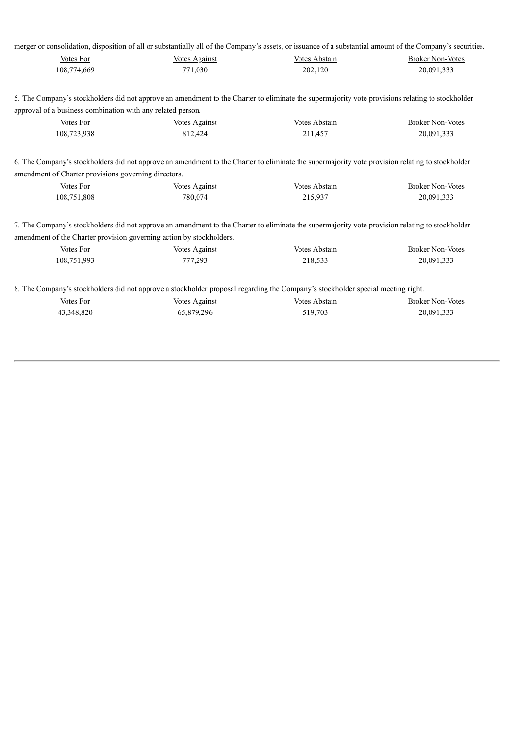merger or consolidation, disposition of all or substantially all of the Company's assets, or issuance of a substantial amount of the Company's securities.

| Votes For | Votes Against | Votes Abstain | Broker Non-Votes |
| --- | --- | --- | --- |
| 108,774,669 | 771,030 | 202,120 | 20,091,333 |

5. The Company's stockholders did not approve an amendment to the Charter to eliminate the supermajority vote provisions relating to stockholder approval of a business combination with any related person.

| Votes For | Votes Against | Votes Abstain | Broker Non-Votes |
| --- | --- | --- | --- |
| 108,723,938 | 812,424 | 211,457 | 20,091,333 |

6. The Company's stockholders did not approve an amendment to the Charter to eliminate the supermajority vote provision relating to stockholder amendment of Charter provisions governing directors.

| Votes For | Votes Against | Votes Abstain | Broker Non-Votes |
| --- | --- | --- | --- |
| 108,751,808 | 780,074 | 215,937 | 20,091,333 |

7. The Company's stockholders did not approve an amendment to the Charter to eliminate the supermajority vote provision relating to stockholder amendment of the Charter provision governing action by stockholders.

| Votes For | Votes Against | Votes Abstain | Broker Non-Votes |
| --- | --- | --- | --- |
| 108,751,993 | 777,293 | 218,533 | 20,091,333 |

8. The Company's stockholders did not approve a stockholder proposal regarding the Company's stockholder special meeting right.

| Votes For | Votes Against | Votes Abstain | Broker Non-Votes |
| --- | --- | --- | --- |
| 43,348,820 | 65,879,296 | 519,703 | 20,091,333 |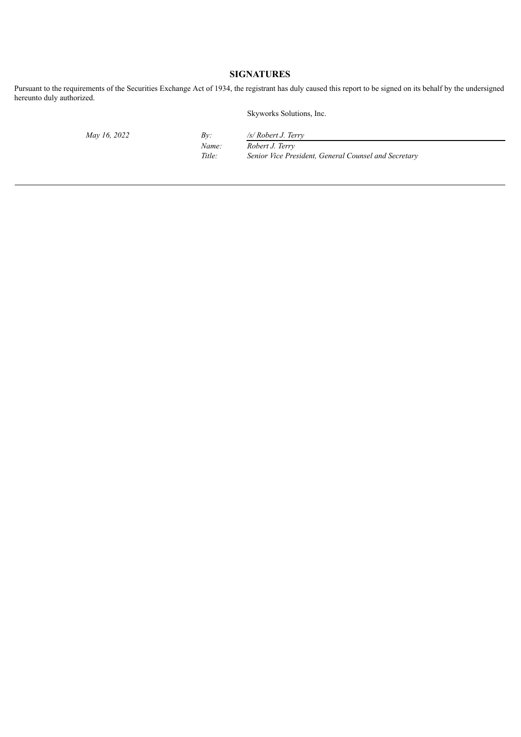## SIGNATURES

Pursuant to the requirements of the Securities Exchange Act of 1934, the registrant has duly caused this report to be signed on its behalf by the undersigned hereunto duly authorized.

Skyworks Solutions, Inc.

| | | |
|---|---|---|
| *May 16, 2022* | *By:* | */s/ Robert J. Terry* |
| | *Name:* | *Robert J. Terry* |
| | *Title:* | *Senior Vice President, General Counsel and Secretary* |